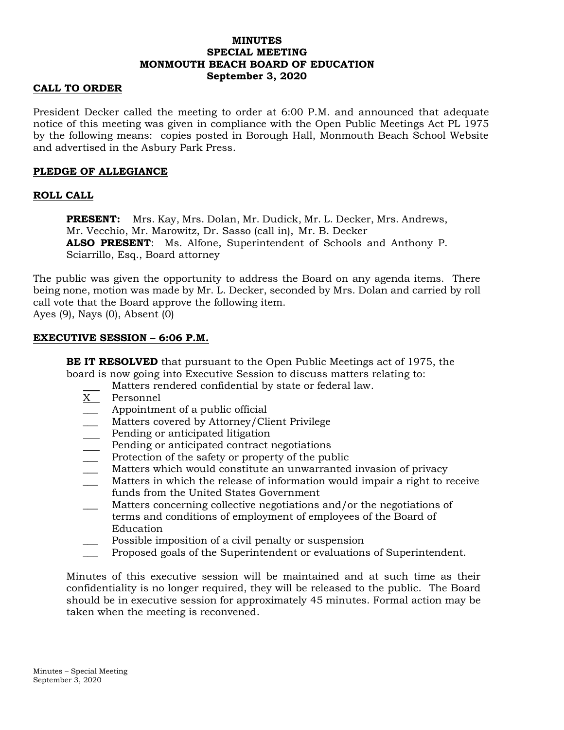**MINUTES**
**SPECIAL MEETING**
**MONMOUTH BEACH BOARD OF EDUCATION**
**September 3, 2020**

## CALL TO ORDER

President Decker called the meeting to order at 6:00 P.M. and announced that adequate notice of this meeting was given in compliance with the Open Public Meetings Act PL 1975 by the following means: copies posted in Borough Hall, Monmouth Beach School Website and advertised in the Asbury Park Press.

## PLEDGE OF ALLEGIANCE

## ROLL CALL

**PRESENT:** Mrs. Kay, Mrs. Dolan, Mr. Dudick, Mr. L. Decker, Mrs. Andrews, Mr. Vecchio, Mr. Marowitz, Dr. Sasso (call in), Mr. B. Decker
**ALSO PRESENT**: Ms. Alfone, Superintendent of Schools and Anthony P. Sciarrillo, Esq., Board attorney

The public was given the opportunity to address the Board on any agenda items. There being none, motion was made by Mr. L. Decker, seconded by Mrs. Dolan and carried by roll call vote that the Board approve the following item.
Ayes (9), Nays (0), Absent (0)

## EXECUTIVE SESSION – 6:06 P.M.

**BE IT RESOLVED** that pursuant to the Open Public Meetings act of 1975, the board is now going into Executive Session to discuss matters relating to:

- ___ Matters rendered confidential by state or federal law.
- X Personnel
- ___ Appointment of a public official
- ___ Matters covered by Attorney/Client Privilege
- ___ Pending or anticipated litigation
- ___ Pending or anticipated contract negotiations
- ___ Protection of the safety or property of the public
- ___ Matters which would constitute an unwarranted invasion of privacy
- ___ Matters in which the release of information would impair a right to receive funds from the United States Government
- ___ Matters concerning collective negotiations and/or the negotiations of terms and conditions of employment of employees of the Board of Education
- ___ Possible imposition of a civil penalty or suspension
- ___ Proposed goals of the Superintendent or evaluations of Superintendent.

Minutes of this executive session will be maintained and at such time as their confidentiality is no longer required, they will be released to the public. The Board should be in executive session for approximately 45 minutes. Formal action may be taken when the meeting is reconvened.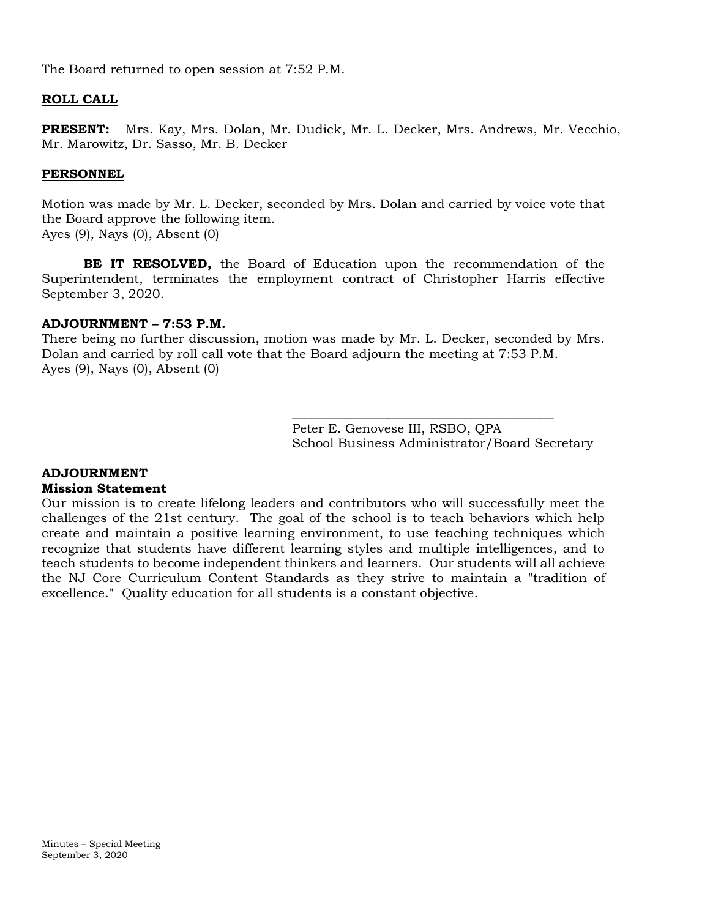The Board returned to open session at 7:52 P.M.

## ROLL CALL

**PRESENT:** Mrs. Kay, Mrs. Dolan, Mr. Dudick, Mr. L. Decker, Mrs. Andrews, Mr. Vecchio, Mr. Marowitz, Dr. Sasso, Mr. B. Decker

## PERSONNEL

Motion was made by Mr. L. Decker, seconded by Mrs. Dolan and carried by voice vote that the Board approve the following item.
Ayes (9), Nays (0), Absent (0)

**BE IT RESOLVED,** the Board of Education upon the recommendation of the Superintendent, terminates the employment contract of Christopher Harris effective September 3, 2020.

## ADJOURNMENT – 7:53 P.M.

There being no further discussion, motion was made by Mr. L. Decker, seconded by Mrs. Dolan and carried by roll call vote that the Board adjourn the meeting at 7:53 P.M.
Ayes (9), Nays (0), Absent (0)

\_\_\_\_\_\_\_\_\_\_\_\_\_\_\_\_\_\_\_\_\_\_\_\_\_\_\_\_\_\_\_\_\_\_\_\_\_\_\_\_
Peter E. Genovese III, RSBO, QPA
School Business Administrator/Board Secretary

## ADJOURNMENT

**Mission Statement**

Our mission is to create lifelong leaders and contributors who will successfully meet the challenges of the 21st century. The goal of the school is to teach behaviors which help create and maintain a positive learning environment, to use teaching techniques which recognize that students have different learning styles and multiple intelligences, and to teach students to become independent thinkers and learners. Our students will all achieve the NJ Core Curriculum Content Standards as they strive to maintain a "tradition of excellence." Quality education for all students is a constant objective.